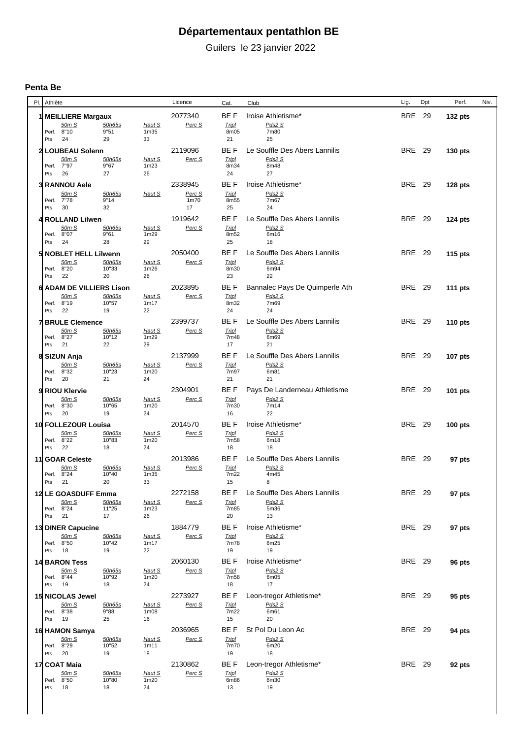# Départementaux pentathlon BE

Guilers le 23 janvier 2022

### Penta Be

| Pl. | Athlète | Licence | Cat. | Club | Lig. | Dpt | Perf. | Niv. |
|---|---|---|---|---|---|---|---|---|
| 1 | MEILLIERE Margaux | 2077340 | BE F | Iroise Athletisme* | BRE | 29 | 132 pts | |
| 2 | LOUBEAU Solenn | 2119096 | BE F | Le Souffle Des Abers Lannilis | BRE | 29 | 130 pts | |
| 3 | RANNOU Aele | 2338945 | BE F | Iroise Athletisme* | BRE | 29 | 128 pts | |
| 4 | ROLLAND Lilwen | 1919642 | BE F | Le Souffle Des Abers Lannilis | BRE | 29 | 124 pts | |
| 5 | NOBLET HELL Lilwenn | 2050400 | BE F | Le Souffle Des Abers Lannilis | BRE | 29 | 115 pts | |
| 6 | ADAM DE VILLIERS Lison | 2023895 | BE F | Bannalec Pays De Quimperle Ath | BRE | 29 | 111 pts | |
| 7 | BRULE Clemence | 2399737 | BE F | Le Souffle Des Abers Lannilis | BRE | 29 | 110 pts | |
| 8 | SIZUN Anja | 2137999 | BE F | Le Souffle Des Abers Lannilis | BRE | 29 | 107 pts | |
| 9 | RIOU Klervie | 2304901 | BE F | Pays De Landerneau Athletisme | BRE | 29 | 101 pts | |
| 10 | FOLLEZOUR Louisa | 2014570 | BE F | Iroise Athletisme* | BRE | 29 | 100 pts | |
| 11 | GOAR Celeste | 2013986 | BE F | Le Souffle Des Abers Lannilis | BRE | 29 | 97 pts | |
| 12 | LE GOASDUFF Emma | 2272158 | BE F | Le Souffle Des Abers Lannilis | BRE | 29 | 97 pts | |
| 13 | DINER Capucine | 1884779 | BE F | Iroise Athletisme* | BRE | 29 | 97 pts | |
| 14 | BARON Tess | 2060130 | BE F | Iroise Athletisme* | BRE | 29 | 96 pts | |
| 15 | NICOLAS Jewel | 2273927 | BE F | Leon-tregor Athletisme* | BRE | 29 | 95 pts | |
| 16 | HAMON Samya | 2036965 | BE F | St Pol Du Leon Ac | BRE | 29 | 94 pts | |
| 17 | COAT Maia | 2130862 | BE F | Leon-tregor Athletisme* | BRE | 29 | 92 pts | |

**Détail des épreuves**

| Pl. | Athlète | | 50m S | 50h65s | Haut S | Perc S | Tripl | Pds2 S |
|---|---|---|---|---|---|---|---|---|
| 1 | MEILLIERE Margaux | Perf. | 8"10 | 9"51 | 1m35 | | 8m05 | 7m80 |
| | | Pts | 24 | 29 | 33 | | 21 | 25 |
| 2 | LOUBEAU Solenn | Perf. | 7"97 | 9"67 | 1m23 | | 8m34 | 8m48 |
| | | Pts | 26 | 27 | 26 | | 24 | 27 |
| 3 | RANNOU Aele | Perf. | 7"78 | 9"14 | | 1m70 | 8m55 | 7m67 |
| | | Pts | 30 | 32 | | 17 | 25 | 24 |
| 4 | ROLLAND Lilwen | Perf. | 8"07 | 9"61 | 1m29 | | 8m52 | 6m16 |
| | | Pts | 24 | 28 | 29 | | 25 | 18 |
| 5 | NOBLET HELL Lilwenn | Perf. | 8"20 | 10"33 | 1m26 | | 8m30 | 6m94 |
| | | Pts | 22 | 20 | 28 | | 23 | 22 |
| 6 | ADAM DE VILLIERS Lison | Perf. | 8"19 | 10"57 | 1m17 | | 8m32 | 7m69 |
| | | Pts | 22 | 19 | 22 | | 24 | 24 |
| 7 | BRULE Clemence | Perf. | 8"27 | 10"12 | 1m29 | | 7m48 | 6m69 |
| | | Pts | 21 | 22 | 29 | | 17 | 21 |
| 8 | SIZUN Anja | Perf. | 8"32 | 10"23 | 1m20 | | 7m97 | 6m81 |
| | | Pts | 20 | 21 | 24 | | 21 | 21 |
| 9 | RIOU Klervie | Perf. | 8"30 | 10"65 | 1m20 | | 7m30 | 7m14 |
| | | Pts | 20 | 19 | 24 | | 16 | 22 |
| 10 | FOLLEZOUR Louisa | Perf. | 8"22 | 10"83 | 1m20 | | 7m58 | 6m18 |
| | | Pts | 22 | 18 | 24 | | 18 | 18 |
| 11 | GOAR Celeste | Perf. | 8"24 | 10"40 | 1m35 | | 7m22 | 4m45 |
| | | Pts | 21 | 20 | 33 | | 15 | 8 |
| 12 | LE GOASDUFF Emma | Perf. | 8"24 | 11"25 | 1m23 | | 7m85 | 5m36 |
| | | Pts | 21 | 17 | 26 | | 20 | 13 |
| 13 | DINER Capucine | Perf. | 8"50 | 10"42 | 1m17 | | 7m78 | 6m25 |
| | | Pts | 18 | 19 | 22 | | 19 | 19 |
| 14 | BARON Tess | Perf. | 8"44 | 10"92 | 1m20 | | 7m58 | 6m05 |
| | | Pts | 19 | 18 | 24 | | 18 | 17 |
| 15 | NICOLAS Jewel | Perf. | 8"38 | 9"88 | 1m08 | | 7m22 | 6m61 |
| | | Pts | 19 | 25 | 16 | | 15 | 20 |
| 16 | HAMON Samya | Perf. | 8"29 | 10"52 | 1m11 | | 7m70 | 6m20 |
| | | Pts | 20 | 19 | 18 | | 19 | 18 |
| 17 | COAT Maia | Perf. | 8"50 | 10"80 | 1m20 | | 6m86 | 6m30 |
| | | Pts | 18 | 18 | 24 | | 13 | 19 |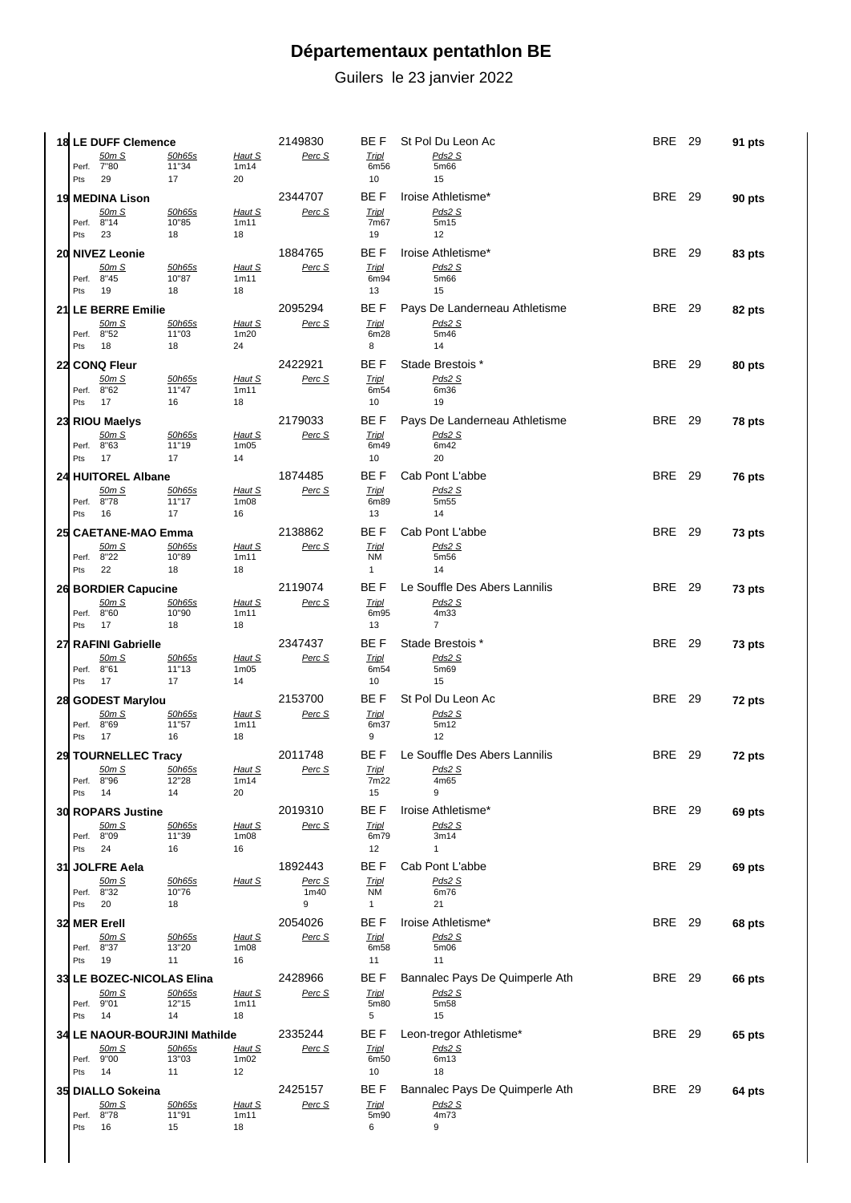# Départementaux pentathlon BE

Guilers le 23 janvier 2022

| Rang | Nom | Licence | Cat. | Club | Ligue | Dép. | Total |
|---|---|---|---|---|---|---|---|
| 18 | LE DUFF Clemence | 2149830 | BE F | St Pol Du Leon Ac | BRE | 29 | 91 pts |
| 19 | MEDINA Lison | 2344707 | BE F | Iroise Athletisme* | BRE | 29 | 90 pts |
| 20 | NIVEZ Leonie | 1884765 | BE F | Iroise Athletisme* | BRE | 29 | 83 pts |
| 21 | LE BERRE Emilie | 2095294 | BE F | Pays De Landerneau Athletisme | BRE | 29 | 82 pts |
| 22 | CONQ Fleur | 2422921 | BE F | Stade Brestois * | BRE | 29 | 80 pts |
| 23 | RIOU Maelys | 2179033 | BE F | Pays De Landerneau Athletisme | BRE | 29 | 78 pts |
| 24 | HUITOREL Albane | 1874485 | BE F | Cab Pont L'abbe | BRE | 29 | 76 pts |
| 25 | CAETANE-MAO Emma | 2138862 | BE F | Cab Pont L'abbe | BRE | 29 | 73 pts |
| 26 | BORDIER Capucine | 2119074 | BE F | Le Souffle Des Abers Lannilis | BRE | 29 | 73 pts |
| 27 | RAFINI Gabrielle | 2347437 | BE F | Stade Brestois * | BRE | 29 | 73 pts |
| 28 | GODEST Marylou | 2153700 | BE F | St Pol Du Leon Ac | BRE | 29 | 72 pts |
| 29 | TOURNELLEC Tracy | 2011748 | BE F | Le Souffle Des Abers Lannilis | BRE | 29 | 72 pts |
| 30 | ROPARS Justine | 2019310 | BE F | Iroise Athletisme* | BRE | 29 | 69 pts |
| 31 | JOLFRE Aela | 1892443 | BE F | Cab Pont L'abbe | BRE | 29 | 69 pts |
| 32 | MER Erell | 2054026 | BE F | Iroise Athletisme* | BRE | 29 | 68 pts |
| 33 | LE BOZEC-NICOLAS Elina | 2428966 | BE F | Bannalec Pays De Quimperle Ath | BRE | 29 | 66 pts |
| 34 | LE NAOUR-BOURJINI Mathilde | 2335244 | BE F | Leon-tregor Athletisme* | BRE | 29 | 65 pts |
| 35 | DIALLO Sokeina | 2425157 | BE F | Bannalec Pays De Quimperle Ath | BRE | 29 | 64 pts |

Détail des épreuves (Perf. / Pts) :

| Rang | Nom | 50m S | 50h65s | Haut S | Perc S | Tripl | Pds2 S |
|---|---|---|---|---|---|---|---|
| 18 | LE DUFF Clemence | 7"80 / 29 | 11"34 / 17 | 1m14 / 20 | | 6m56 / 10 | 5m66 / 15 |
| 19 | MEDINA Lison | 8"14 / 23 | 10"85 / 18 | 1m11 / 18 | | 7m67 / 19 | 5m15 / 12 |
| 20 | NIVEZ Leonie | 8"45 / 19 | 10"87 / 18 | 1m11 / 18 | | 6m94 / 13 | 5m66 / 15 |
| 21 | LE BERRE Emilie | 8"52 / 18 | 11"03 / 18 | 1m20 / 24 | | 6m28 / 8 | 5m46 / 14 |
| 22 | CONQ Fleur | 8"62 / 17 | 11"47 / 16 | 1m11 / 18 | | 6m54 / 10 | 6m36 / 19 |
| 23 | RIOU Maelys | 8"63 / 17 | 11"19 / 17 | 1m05 / 14 | | 6m49 / 10 | 6m42 / 20 |
| 24 | HUITOREL Albane | 8"78 / 16 | 11"17 / 17 | 1m08 / 16 | | 6m89 / 13 | 5m55 / 14 |
| 25 | CAETANE-MAO Emma | 8"22 / 22 | 10"89 / 18 | 1m11 / 18 | | NM / 1 | 5m56 / 14 |
| 26 | BORDIER Capucine | 8"60 / 17 | 10"90 / 18 | 1m11 / 18 | | 6m95 / 13 | 4m33 / 7 |
| 27 | RAFINI Gabrielle | 8"61 / 17 | 11"13 / 17 | 1m05 / 14 | | 6m54 / 10 | 5m69 / 15 |
| 28 | GODEST Marylou | 8"69 / 17 | 11"57 / 16 | 1m11 / 18 | | 6m37 / 9 | 5m12 / 12 |
| 29 | TOURNELLEC Tracy | 8"96 / 14 | 12"28 / 14 | 1m14 / 20 | | 7m22 / 15 | 4m65 / 9 |
| 30 | ROPARS Justine | 8"09 / 24 | 11"39 / 16 | 1m08 / 16 | | 6m79 / 12 | 3m14 / 1 |
| 31 | JOLFRE Aela | 8"32 / 20 | 10"76 / 18 | | 1m40 / 9 | NM / 1 | 6m76 / 21 |
| 32 | MER Erell | 8"37 / 19 | 13"20 / 11 | 1m08 / 16 | | 6m58 / 11 | 5m06 / 11 |
| 33 | LE BOZEC-NICOLAS Elina | 9"01 / 14 | 12"15 / 14 | 1m11 / 18 | | 5m80 / 5 | 5m58 / 15 |
| 34 | LE NAOUR-BOURJINI Mathilde | 9"00 / 14 | 13"03 / 11 | 1m02 / 12 | | 6m50 / 10 | 6m13 / 18 |
| 35 | DIALLO Sokeina | 8"78 / 16 | 11"91 / 15 | 1m11 / 18 | | 5m90 / 6 | 4m73 / 9 |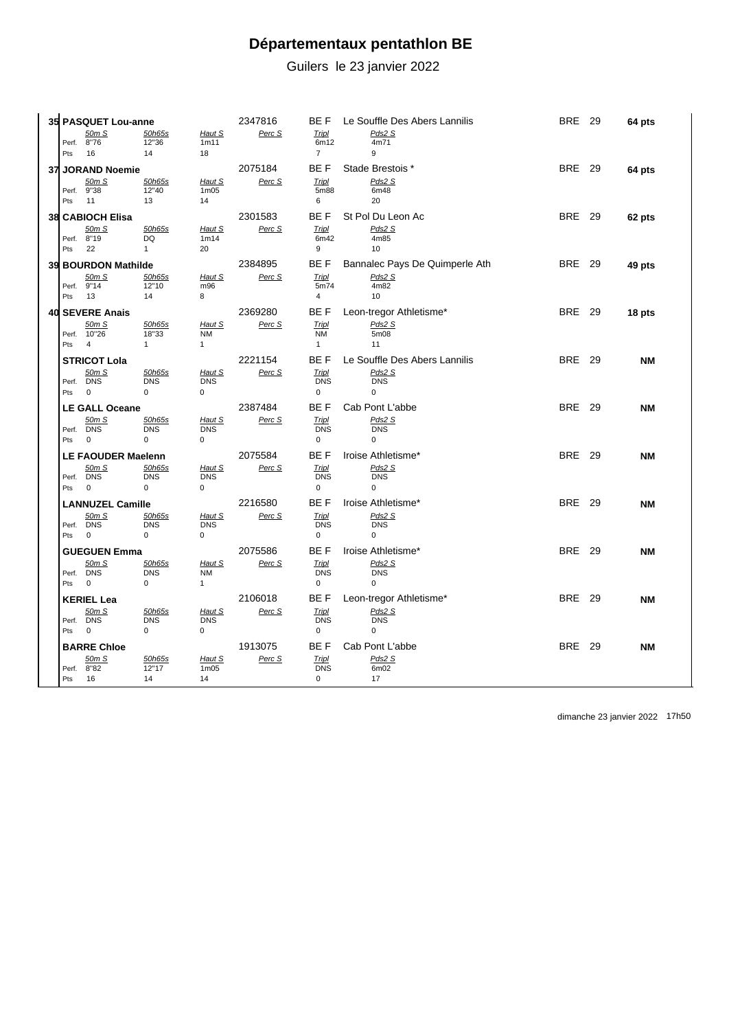# Départementaux pentathlon BE

Guilers le 23 janvier 2022

| | | | | | | | | |
|---|---|---|---|---|---|---|---|---|
| **35** | **PASQUET Lou-anne** | | | 2347816 | BE F | Le Souffle Des Abers Lannilis | BRE 29 | **64 pts** |
| | *50m S* | *50h65s* | *Haut S* | *Perc S* | *Tripl* | *Pds2 S* | | |
| Perf. | 8''76 | 12''36 | 1m11 | | 6m12 | 4m71 | | |
| Pts | 16 | 14 | 18 | | 7 | 9 | | |
| **37** | **JORAND Noemie** | | | 2075184 | BE F | Stade Brestois * | BRE 29 | **64 pts** |
| | *50m S* | *50h65s* | *Haut S* | *Perc S* | *Tripl* | *Pds2 S* | | |
| Perf. | 9''38 | 12''40 | 1m05 | | 5m88 | 6m48 | | |
| Pts | 11 | 13 | 14 | | 6 | 20 | | |
| **38** | **CABIOCH Elisa** | | | 2301583 | BE F | St Pol Du Leon Ac | BRE 29 | **62 pts** |
| | *50m S* | *50h65s* | *Haut S* | *Perc S* | *Tripl* | *Pds2 S* | | |
| Perf. | 8''19 | DQ | 1m14 | | 6m42 | 4m85 | | |
| Pts | 22 | 1 | 20 | | 9 | 10 | | |
| **39** | **BOURDON Mathilde** | | | 2384895 | BE F | Bannalec Pays De Quimperle Ath | BRE 29 | **49 pts** |
| | *50m S* | *50h65s* | *Haut S* | *Perc S* | *Tripl* | *Pds2 S* | | |
| Perf. | 9''14 | 12''10 | m96 | | 5m74 | 4m82 | | |
| Pts | 13 | 14 | 8 | | 4 | 10 | | |
| **40** | **SEVERE Anais** | | | 2369280 | BE F | Leon-tregor Athletisme* | BRE 29 | **18 pts** |
| | *50m S* | *50h65s* | *Haut S* | *Perc S* | *Tripl* | *Pds2 S* | | |
| Perf. | 10''26 | 18''33 | NM | | NM | 5m08 | | |
| Pts | 4 | 1 | 1 | | 1 | 11 | | |
| | **STRICOT Lola** | | | 2221154 | BE F | Le Souffle Des Abers Lannilis | BRE 29 | **NM** |
| | *50m S* | *50h65s* | *Haut S* | *Perc S* | *Tripl* | *Pds2 S* | | |
| Perf. | DNS | DNS | DNS | | DNS | DNS | | |
| Pts | 0 | 0 | 0 | | 0 | 0 | | |
| | **LE GALL Oceane** | | | 2387484 | BE F | Cab Pont L'abbe | BRE 29 | **NM** |
| | *50m S* | *50h65s* | *Haut S* | *Perc S* | *Tripl* | *Pds2 S* | | |
| Perf. | DNS | DNS | DNS | | DNS | DNS | | |
| Pts | 0 | 0 | 0 | | 0 | 0 | | |
| | **LE FAOUDER Maelenn** | | | 2075584 | BE F | Iroise Athletisme* | BRE 29 | **NM** |
| | *50m S* | *50h65s* | *Haut S* | *Perc S* | *Tripl* | *Pds2 S* | | |
| Perf. | DNS | DNS | DNS | | DNS | DNS | | |
| Pts | 0 | 0 | 0 | | 0 | 0 | | |
| | **LANNUZEL Camille** | | | 2216580 | BE F | Iroise Athletisme* | BRE 29 | **NM** |
| | *50m S* | *50h65s* | *Haut S* | *Perc S* | *Tripl* | *Pds2 S* | | |
| Perf. | DNS | DNS | DNS | | DNS | DNS | | |
| Pts | 0 | 0 | 0 | | 0 | 0 | | |
| | **GUEGUEN Emma** | | | 2075586 | BE F | Iroise Athletisme* | BRE 29 | **NM** |
| | *50m S* | *50h65s* | *Haut S* | *Perc S* | *Tripl* | *Pds2 S* | | |
| Perf. | DNS | DNS | NM | | DNS | DNS | | |
| Pts | 0 | 0 | 1 | | 0 | 0 | | |
| | **KERIEL Lea** | | | 2106018 | BE F | Leon-tregor Athletisme* | BRE 29 | **NM** |
| | *50m S* | *50h65s* | *Haut S* | *Perc S* | *Tripl* | *Pds2 S* | | |
| Perf. | DNS | DNS | DNS | | DNS | DNS | | |
| Pts | 0 | 0 | 0 | | 0 | 0 | | |
| | **BARRE Chloe** | | | 1913075 | BE F | Cab Pont L'abbe | BRE 29 | **NM** |
| | *50m S* | *50h65s* | *Haut S* | *Perc S* | *Tripl* | *Pds2 S* | | |
| Perf. | 8''82 | 12''17 | 1m05 | | DNS | 6m02 | | |
| Pts | 16 | 14 | 14 | | 0 | 17 | | |

dimanche 23 janvier 2022 17h50